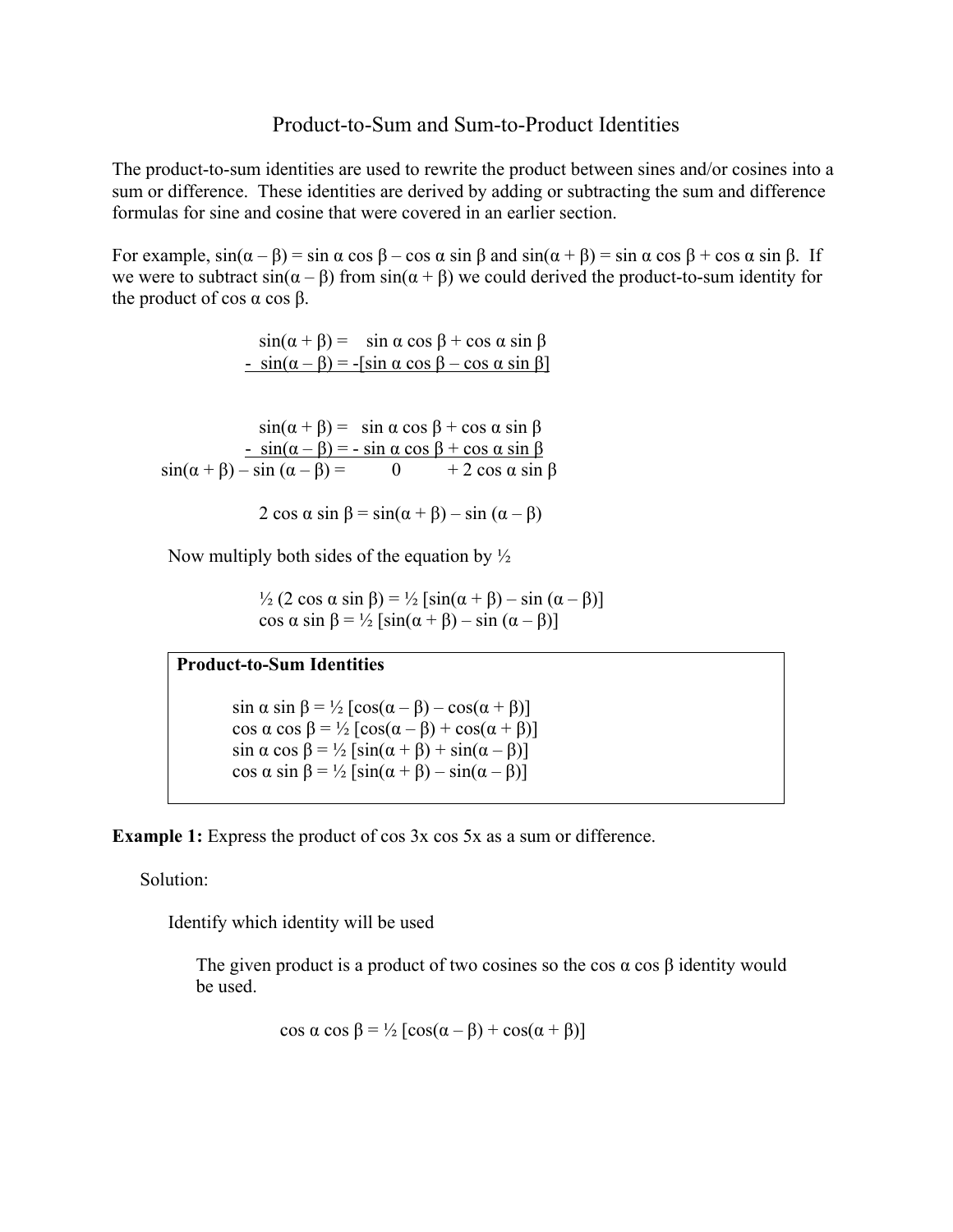# Product-to-Sum and Sum-to-Product Identities

The product-to-sum identities are used to rewrite the product between sines and/or cosines into a sum or difference. These identities are derived by adding or subtracting the sum and difference formulas for sine and cosine that were covered in an earlier section.

For example, $\sin(\alpha - \beta) = \sin \alpha \cos \beta - \cos \alpha \sin \beta$ and $\sin(\alpha + \beta) = \sin \alpha \cos \beta + \cos \alpha \sin \beta$. If we were to subtract $\sin(\alpha - \beta)$ from $\sin(\alpha + \beta)$ we could derived the product-to-sum identity for the product of $\cos \alpha \cos \beta$.

$$\begin{aligned} \sin(\alpha + \beta) &= \sin \alpha \cos \beta + \cos \alpha \sin \beta \\ -\ \sin(\alpha - \beta) &= -[\sin \alpha \cos \beta - \cos \alpha \sin \beta] \end{aligned}$$

$$\begin{aligned} \sin(\alpha + \beta) &= \sin \alpha \cos \beta + \cos \alpha \sin \beta \\ -\ \sin(\alpha - \beta) &= -\sin \alpha \cos \beta + \cos \alpha \sin \beta \\ \sin(\alpha + \beta) - \sin(\alpha - \beta) &= 0 \quad + 2 \cos \alpha \sin \beta \end{aligned}$$

$$2 \cos \alpha \sin \beta = \sin(\alpha + \beta) - \sin(\alpha - \beta)$$

Now multiply both sides of the equation by ½

$$\tfrac{1}{2}(2 \cos \alpha \sin \beta) = \tfrac{1}{2}[\sin(\alpha + \beta) - \sin(\alpha - \beta)]$$

$$\cos \alpha \sin \beta = \tfrac{1}{2}[\sin(\alpha + \beta) - \sin(\alpha - \beta)]$$

**Product-to-Sum Identities**

$$\sin \alpha \sin \beta = \tfrac{1}{2}[\cos(\alpha - \beta) - \cos(\alpha + \beta)]$$

$$\cos \alpha \cos \beta = \tfrac{1}{2}[\cos(\alpha - \beta) + \cos(\alpha + \beta)]$$

$$\sin \alpha \cos \beta = \tfrac{1}{2}[\sin(\alpha + \beta) + \sin(\alpha - \beta)]$$

$$\cos \alpha \sin \beta = \tfrac{1}{2}[\sin(\alpha + \beta) - \sin(\alpha - \beta)]$$

**Example 1:** Express the product of $\cos 3x \cos 5x$ as a sum or difference.

Solution:

Identify which identity will be used

The given product is a product of two cosines so the $\cos \alpha \cos \beta$ identity would be used.

$$\cos \alpha \cos \beta = \tfrac{1}{2}[\cos(\alpha - \beta) + \cos(\alpha + \beta)]$$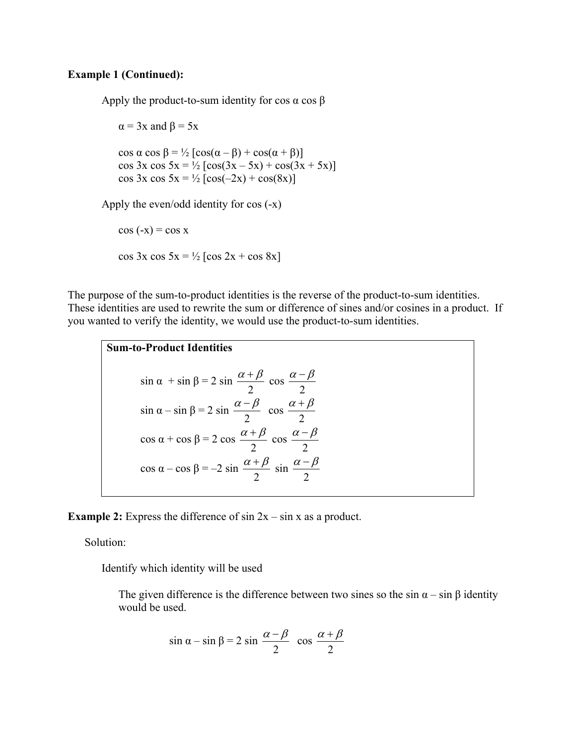**Example 1 (Continued):**

Apply the product-to-sum identity for $\cos \alpha \cos \beta$

$\alpha = 3x$ and $\beta = 5x$

$\cos \alpha \cos \beta = \frac{1}{2} [\cos(\alpha - \beta) + \cos(\alpha + \beta)]$
$\cos 3x \cos 5x = \frac{1}{2} [\cos(3x - 5x) + \cos(3x + 5x)]$
$\cos 3x \cos 5x = \frac{1}{2} [\cos(-2x) + \cos(8x)]$

Apply the even/odd identity for $\cos(-x)$

$\cos(-x) = \cos x$

$\cos 3x \cos 5x = \frac{1}{2} [\cos 2x + \cos 8x]$

The purpose of the sum-to-product identities is the reverse of the product-to-sum identities. These identities are used to rewrite the sum or difference of sines and/or cosines in a product. If you wanted to verify the identity, we would use the product-to-sum identities.

**Sum-to-Product Identities**

$$\sin \alpha + \sin \beta = 2 \sin \frac{\alpha + \beta}{2} \cos \frac{\alpha - \beta}{2}$$
$$\sin \alpha - \sin \beta = 2 \sin \frac{\alpha - \beta}{2} \cos \frac{\alpha + \beta}{2}$$
$$\cos \alpha + \cos \beta = 2 \cos \frac{\alpha + \beta}{2} \cos \frac{\alpha - \beta}{2}$$
$$\cos \alpha - \cos \beta = -2 \sin \frac{\alpha + \beta}{2} \sin \frac{\alpha - \beta}{2}$$

**Example 2:** Express the difference of $\sin 2x - \sin x$ as a product.

Solution:

Identify which identity will be used

The given difference is the difference between two sines so the $\sin \alpha - \sin \beta$ identity would be used.

$$\sin \alpha - \sin \beta = 2 \sin \frac{\alpha - \beta}{2} \cos \frac{\alpha + \beta}{2}$$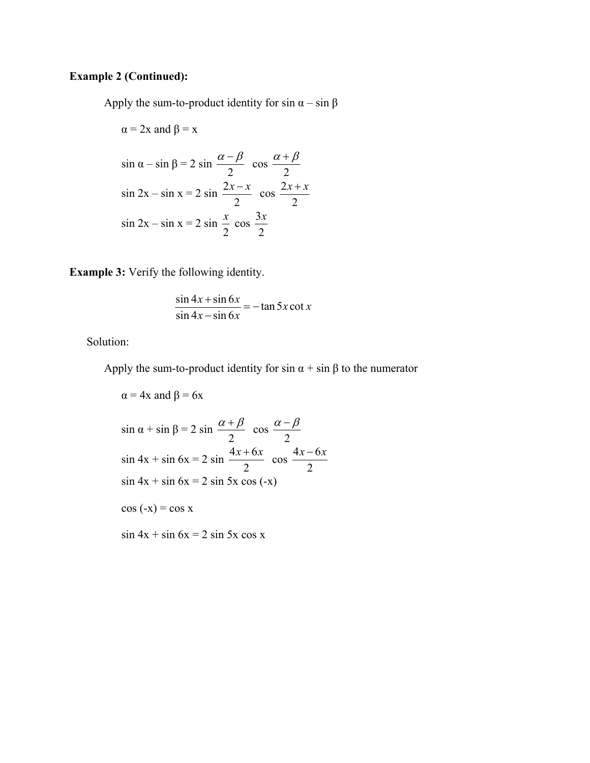**Example 2 (Continued):**

Apply the sum-to-product identity for $\sin \alpha - \sin \beta$

$\alpha = 2x$ and $\beta = x$

$$\sin \alpha - \sin \beta = 2 \sin \frac{\alpha - \beta}{2} \cos \frac{\alpha + \beta}{2}$$

$$\sin 2x - \sin x = 2 \sin \frac{2x - x}{2} \cos \frac{2x + x}{2}$$

$$\sin 2x - \sin x = 2 \sin \frac{x}{2} \cos \frac{3x}{2}$$

**Example 3:** Verify the following identity.

$$\frac{\sin 4x + \sin 6x}{\sin 4x - \sin 6x} = -\tan 5x \cot x$$

Solution:

Apply the sum-to-product identity for $\sin \alpha + \sin \beta$ to the numerator

$\alpha = 4x$ and $\beta = 6x$

$$\sin \alpha + \sin \beta = 2 \sin \frac{\alpha + \beta}{2} \cos \frac{\alpha - \beta}{2}$$

$$\sin 4x + \sin 6x = 2 \sin \frac{4x + 6x}{2} \cos \frac{4x - 6x}{2}$$

$$\sin 4x + \sin 6x = 2 \sin 5x \cos (-x)$$

$$\cos (-x) = \cos x$$

$$\sin 4x + \sin 6x = 2 \sin 5x \cos x$$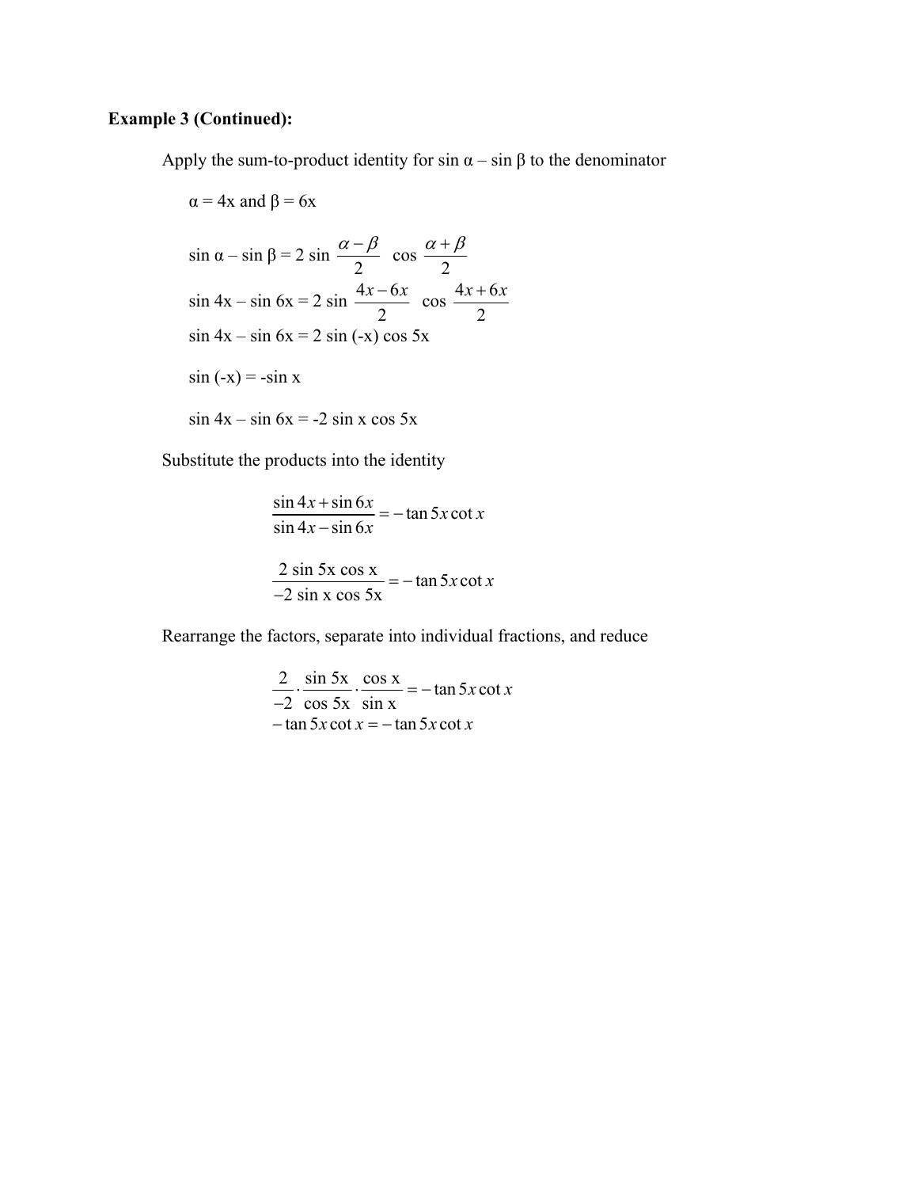**Example 3 (Continued):**

Apply the sum-to-product identity for $\sin \alpha - \sin \beta$ to the denominator

$\alpha = 4x$ and $\beta = 6x$

$$\sin \alpha - \sin \beta = 2 \sin \frac{\alpha - \beta}{2} \cos \frac{\alpha + \beta}{2}$$

$$\sin 4x - \sin 6x = 2 \sin \frac{4x - 6x}{2} \cos \frac{4x + 6x}{2}$$

$$\sin 4x - \sin 6x = 2 \sin (-x) \cos 5x$$

$$\sin (-x) = -\sin x$$

$$\sin 4x - \sin 6x = -2 \sin x \cos 5x$$

Substitute the products into the identity

$$\frac{\sin 4x + \sin 6x}{\sin 4x - \sin 6x} = -\tan 5x \cot x$$

$$\frac{2 \sin 5x \cos x}{-2 \sin x \cos 5x} = -\tan 5x \cot x$$

Rearrange the factors, separate into individual fractions, and reduce

$$\frac{2}{-2} \cdot \frac{\sin 5x}{\cos 5x} \cdot \frac{\cos x}{\sin x} = -\tan 5x \cot x$$

$$-\tan 5x \cot x = -\tan 5x \cot x$$